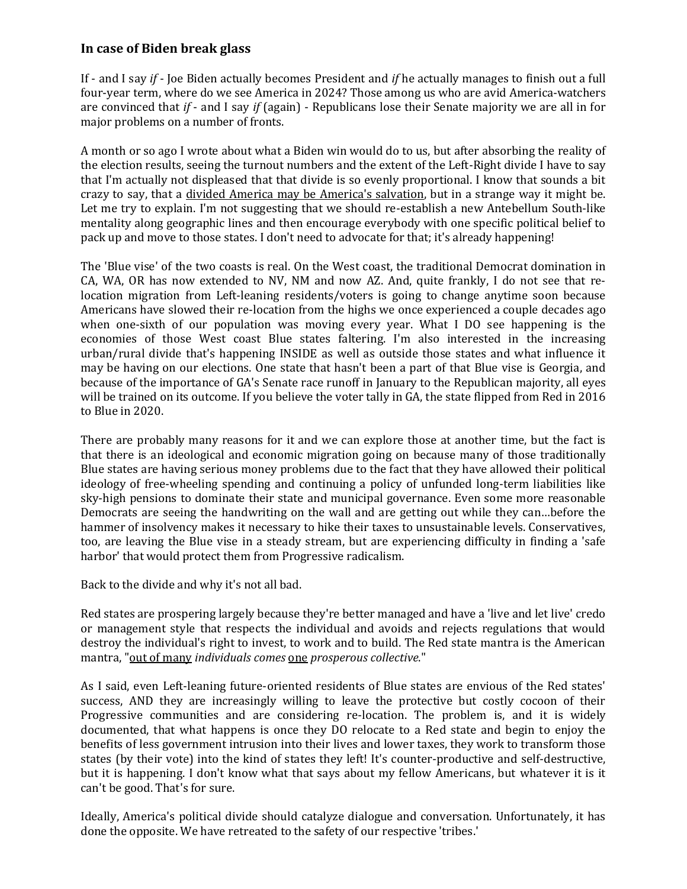### In case of Biden break glass

If - and I say *if* - Joe Biden actually becomes President and *if* he actually manages to finish out a full four-year term, where do we see America in 2024? Those among us who are avid America-watchers are convinced that *if* - and I say *if* (again) - Republicans lose their Senate majority we are all in for major problems on a number of fronts.

A month or so ago I wrote about what a Biden win would do to us, but after absorbing the reality of the election results, seeing the turnout numbers and the extent of the Left-Right divide I have to say that I'm actually not displeased that that divide is so evenly proportional. I know that sounds a bit crazy to say, that a <u>divided America may be America's salvation</u>, but in a strange way it might be. Let me try to explain. I'm not suggesting that we should re-establish a new Antebellum South-like mentality along geographic lines and then encourage everybody with one specific political belief to pack up and move to those states. I don't need to advocate for that; it's already happening!

The 'Blue vise' of the two coasts is real. On the West coast, the traditional Democrat domination in CA, WA, OR has now extended to NV, NM and now AZ. And, quite frankly, I do not see that re-location migration from Left-leaning residents/voters is going to change anytime soon because Americans have slowed their re-location from the highs we once experienced a couple decades ago when one-sixth of our population was moving every year. What I DO see happening is the economies of those West coast Blue states faltering. I'm also interested in the increasing urban/rural divide that's happening INSIDE as well as outside those states and what influence it may be having on our elections. One state that hasn't been a part of that Blue vise is Georgia, and because of the importance of GA's Senate race runoff in January to the Republican majority, all eyes will be trained on its outcome. If you believe the voter tally in GA, the state flipped from Red in 2016 to Blue in 2020.

There are probably many reasons for it and we can explore those at another time, but the fact is that there is an ideological and economic migration going on because many of those traditionally Blue states are having serious money problems due to the fact that they have allowed their political ideology of free-wheeling spending and continuing a policy of unfunded long-term liabilities like sky-high pensions to dominate their state and municipal governance. Even some more reasonable Democrats are seeing the handwriting on the wall and are getting out while they can…before the hammer of insolvency makes it necessary to hike their taxes to unsustainable levels. Conservatives, too, are leaving the Blue vise in a steady stream, but are experiencing difficulty in finding a 'safe harbor' that would protect them from Progressive radicalism.

Back to the divide and why it's not all bad.

Red states are prospering largely because they're better managed and have a 'live and let live' credo or management style that respects the individual and avoids and rejects regulations that would destroy the individual's right to invest, to work and to build. The Red state mantra is the American mantra, "<u>out of many</u> *individuals comes* <u>one</u> *prosperous collective*."

As I said, even Left-leaning future-oriented residents of Blue states are envious of the Red states' success, AND they are increasingly willing to leave the protective but costly cocoon of their Progressive communities and are considering re-location. The problem is, and it is widely documented, that what happens is once they DO relocate to a Red state and begin to enjoy the benefits of less government intrusion into their lives and lower taxes, they work to transform those states (by their vote) into the kind of states they left! It's counter-productive and self-destructive, but it is happening. I don't know what that says about my fellow Americans, but whatever it is it can't be good. That's for sure.

Ideally, America's political divide should catalyze dialogue and conversation. Unfortunately, it has done the opposite. We have retreated to the safety of our respective 'tribes.'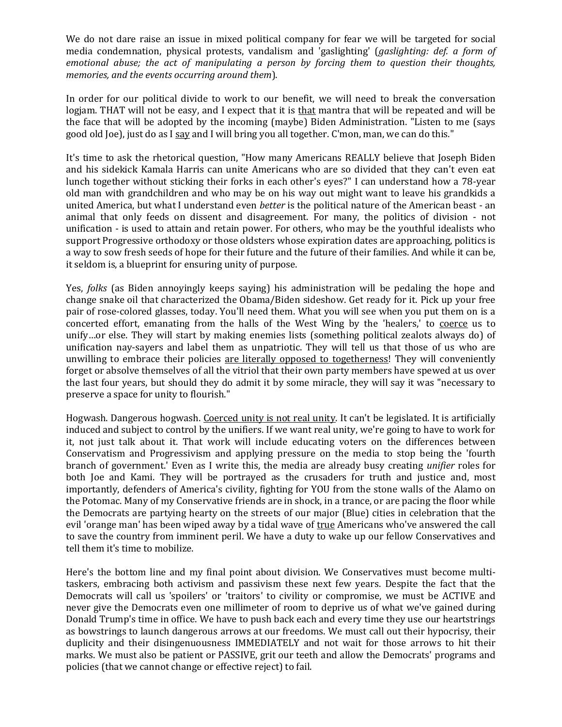We do not dare raise an issue in mixed political company for fear we will be targeted for social media condemnation, physical protests, vandalism and 'gaslighting' (*gaslighting: def. a form of emotional abuse; the act of manipulating a person by forcing them to question their thoughts, memories, and the events occurring around them*).

In order for our political divide to work to our benefit, we will need to break the conversation logjam. THAT will not be easy, and I expect that it is <u>that</u> mantra that will be repeated and will be the face that will be adopted by the incoming (maybe) Biden Administration. "Listen to me (says good old Joe), just do as I <u>say</u> and I will bring you all together. C'mon, man, we can do this."

It's time to ask the rhetorical question, "How many Americans REALLY believe that Joseph Biden and his sidekick Kamala Harris can unite Americans who are so divided that they can't even eat lunch together without sticking their forks in each other's eyes?" I can understand how a 78-year old man with grandchildren and who may be on his way out might want to leave his grandkids a united America, but what I understand even *better* is the political nature of the American beast - an animal that only feeds on dissent and disagreement. For many, the politics of division - not unification - is used to attain and retain power. For others, who may be the youthful idealists who support Progressive orthodoxy or those oldsters whose expiration dates are approaching, politics is a way to sow fresh seeds of hope for their future and the future of their families. And while it can be, it seldom is, a blueprint for ensuring unity of purpose.

Yes, *folks* (as Biden annoyingly keeps saying) his administration will be pedaling the hope and change snake oil that characterized the Obama/Biden sideshow. Get ready for it. Pick up your free pair of rose-colored glasses, today. You'll need them. What you will see when you put them on is a concerted effort, emanating from the halls of the West Wing by the 'healers,' to <u>coerce</u> us to unify…or else. They will start by making enemies lists (something political zealots always do) of unification nay-sayers and label them as unpatriotic. They will tell us that those of us who are unwilling to embrace their policies <u>are literally opposed to togetherness</u>! They will conveniently forget or absolve themselves of all the vitriol that their own party members have spewed at us over the last four years, but should they do admit it by some miracle, they will say it was "necessary to preserve a space for unity to flourish."

Hogwash. Dangerous hogwash. <u>Coerced unity is not real unity</u>. It can't be legislated. It is artificially induced and subject to control by the unifiers. If we want real unity, we're going to have to work for it, not just talk about it. That work will include educating voters on the differences between Conservatism and Progressivism and applying pressure on the media to stop being the 'fourth branch of government.' Even as I write this, the media are already busy creating *unifier* roles for both Joe and Kami. They will be portrayed as the crusaders for truth and justice and, most importantly, defenders of America's civility, fighting for YOU from the stone walls of the Alamo on the Potomac. Many of my Conservative friends are in shock, in a trance, or are pacing the floor while the Democrats are partying hearty on the streets of our major (Blue) cities in celebration that the evil 'orange man' has been wiped away by a tidal wave of <u>true</u> Americans who've answered the call to save the country from imminent peril. We have a duty to wake up our fellow Conservatives and tell them it's time to mobilize.

Here's the bottom line and my final point about division. We Conservatives must become multi-taskers, embracing both activism and passivism these next few years. Despite the fact that the Democrats will call us 'spoilers' or 'traitors' to civility or compromise, we must be ACTIVE and never give the Democrats even one millimeter of room to deprive us of what we've gained during Donald Trump's time in office. We have to push back each and every time they use our heartstrings as bowstrings to launch dangerous arrows at our freedoms. We must call out their hypocrisy, their duplicity and their disingenuousness IMMEDIATELY and not wait for those arrows to hit their marks. We must also be patient or PASSIVE, grit our teeth and allow the Democrats' programs and policies (that we cannot change or effective reject) to fail.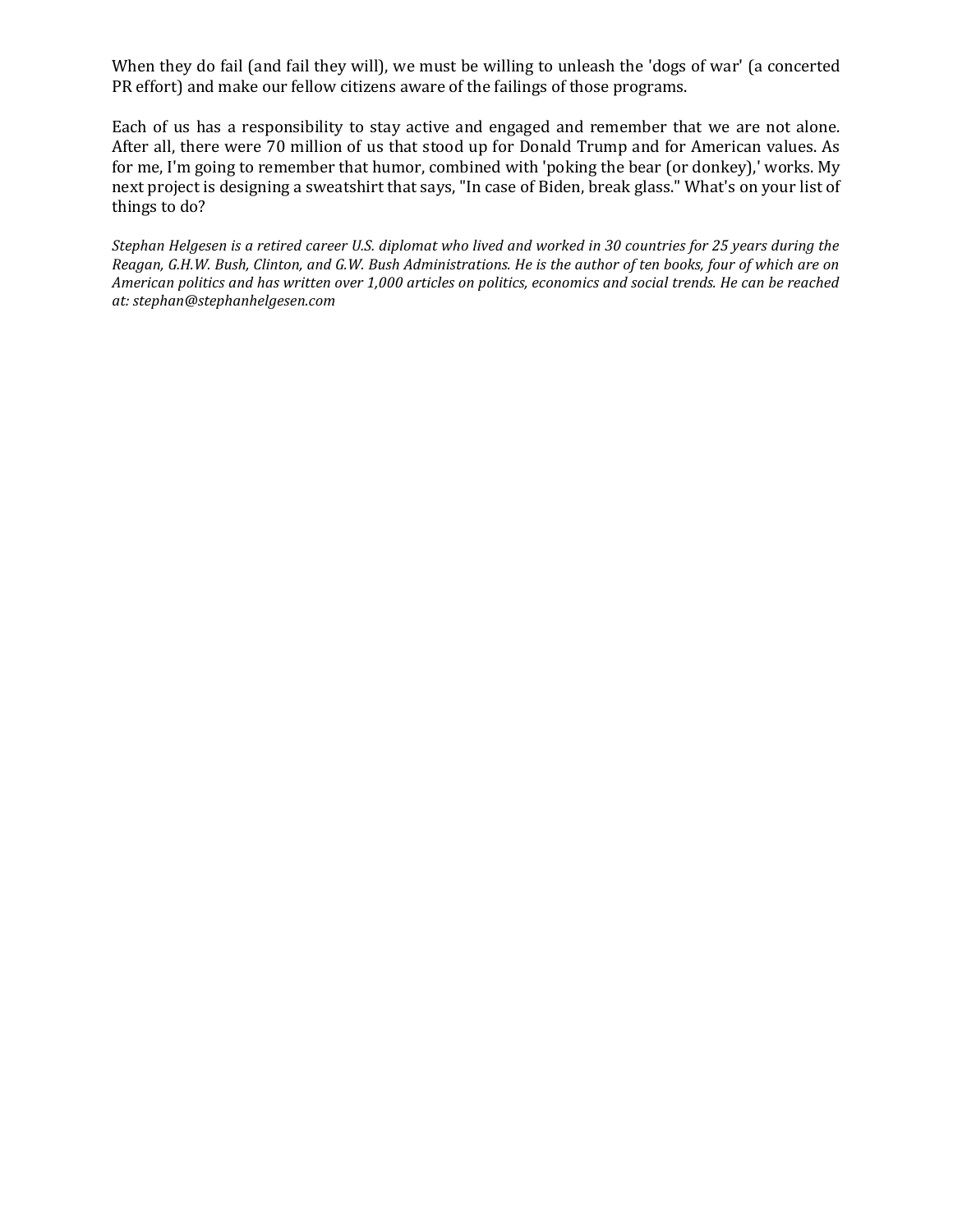When they do fail (and fail they will), we must be willing to unleash the 'dogs of war' (a concerted PR effort) and make our fellow citizens aware of the failings of those programs.

Each of us has a responsibility to stay active and engaged and remember that we are not alone. After all, there were 70 million of us that stood up for Donald Trump and for American values. As for me, I'm going to remember that humor, combined with 'poking the bear (or donkey),' works. My next project is designing a sweatshirt that says, "In case of Biden, break glass." What's on your list of things to do?

*Stephan Helgesen is a retired career U.S. diplomat who lived and worked in 30 countries for 25 years during the Reagan, G.H.W. Bush, Clinton, and G.W. Bush Administrations. He is the author of ten books, four of which are on American politics and has written over 1,000 articles on politics, economics and social trends. He can be reached at: stephan@stephanhelgesen.com*